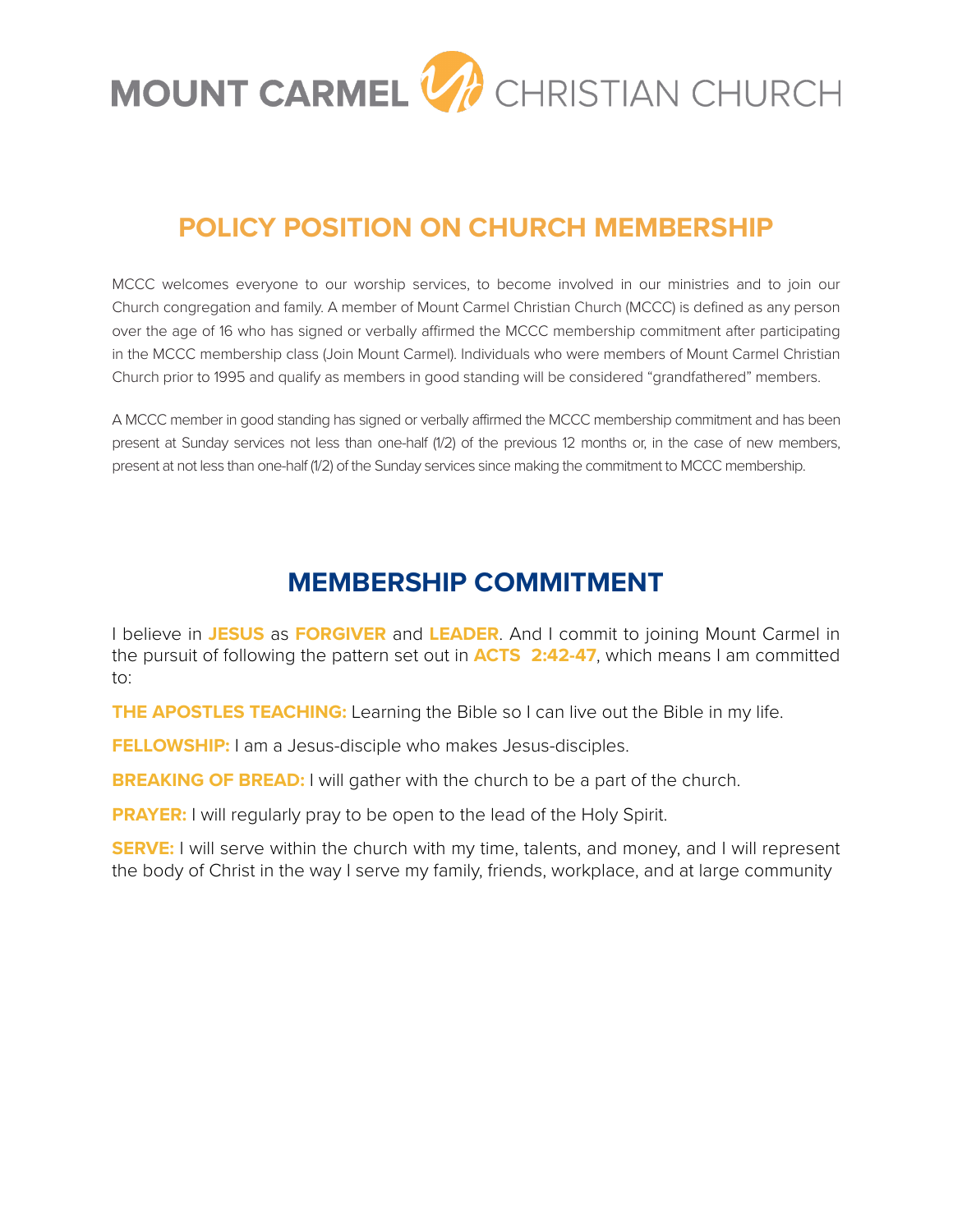MOUNT CARMEL CHRISTIAN CHURCH

# POLICY POSITION ON CHURCH MEMBERSHIP

MCCC welcomes everyone to our worship services, to become involved in our ministries and to join our Church congregation and family. A member of Mount Carmel Christian Church (MCCC) is defined as any person over the age of 16 who has signed or verbally affirmed the MCCC membership commitment after participating in the MCCC membership class (Join Mount Carmel). Individuals who were members of Mount Carmel Christian Church prior to 1995 and qualify as members in good standing will be considered "grandfathered" members.

A MCCC member in good standing has signed or verbally affirmed the MCCC membership commitment and has been present at Sunday services not less than one-half (1/2) of the previous 12 months or, in the case of new members, present at not less than one-half (1/2) of the Sunday services since making the commitment to MCCC membership.

# MEMBERSHIP COMMITMENT

I believe in **JESUS** as **FORGIVER** and **LEADER**. And I commit to joining Mount Carmel in the pursuit of following the pattern set out in **ACTS 2:42-47**, which means I am committed to:

**THE APOSTLES TEACHING:** Learning the Bible so I can live out the Bible in my life.

**FELLOWSHIP:** I am a Jesus-disciple who makes Jesus-disciples.

**BREAKING OF BREAD:** I will gather with the church to be a part of the church.

**PRAYER:** I will regularly pray to be open to the lead of the Holy Spirit.

**SERVE:** I will serve within the church with my time, talents, and money, and I will represent the body of Christ in the way I serve my family, friends, workplace, and at large community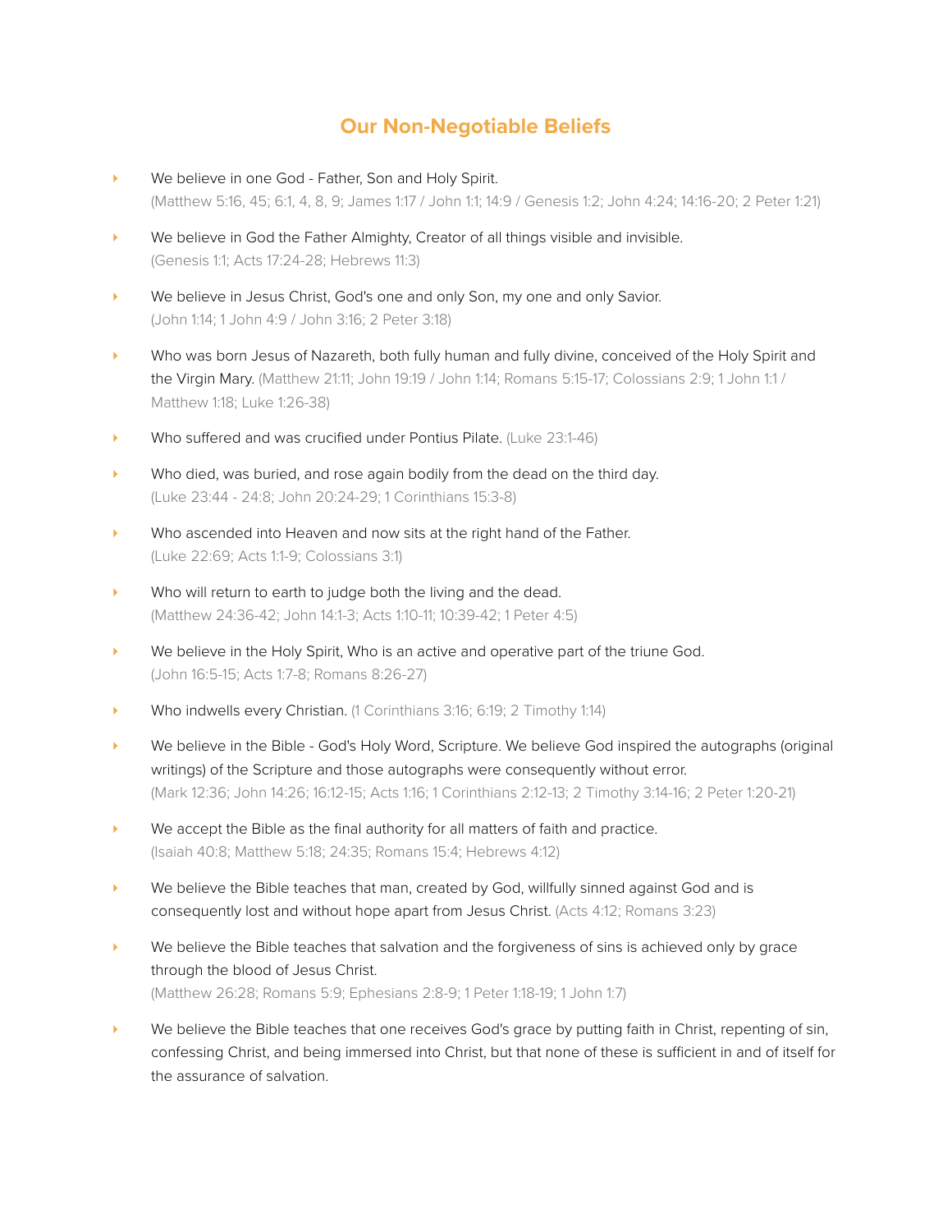## Our Non-Negotiable Beliefs

- We believe in one God - Father, Son and Holy Spirit.
  (Matthew 5:16, 45; 6:1, 4, 8, 9; James 1:17 / John 1:1; 14:9 / Genesis 1:2; John 4:24; 14:16-20; 2 Peter 1:21)
- We believe in God the Father Almighty, Creator of all things visible and invisible.
  (Genesis 1:1; Acts 17:24-28; Hebrews 11:3)
- We believe in Jesus Christ, God's one and only Son, my one and only Savior.
  (John 1:14; 1 John 4:9 / John 3:16; 2 Peter 3:18)
- Who was born Jesus of Nazareth, both fully human and fully divine, conceived of the Holy Spirit and the Virgin Mary. (Matthew 21:11; John 19:19 / John 1:14; Romans 5:15-17; Colossians 2:9; 1 John 1:1 / Matthew 1:18; Luke 1:26-38)
- Who suffered and was crucified under Pontius Pilate. (Luke 23:1-46)
- Who died, was buried, and rose again bodily from the dead on the third day.
  (Luke 23:44 - 24:8; John 20:24-29; 1 Corinthians 15:3-8)
- Who ascended into Heaven and now sits at the right hand of the Father.
  (Luke 22:69; Acts 1:1-9; Colossians 3:1)
- Who will return to earth to judge both the living and the dead.
  (Matthew 24:36-42; John 14:1-3; Acts 1:10-11; 10:39-42; 1 Peter 4:5)
- We believe in the Holy Spirit, Who is an active and operative part of the triune God.
  (John 16:5-15; Acts 1:7-8; Romans 8:26-27)
- Who indwells every Christian. (1 Corinthians 3:16; 6:19; 2 Timothy 1:14)
- We believe in the Bible - God's Holy Word, Scripture. We believe God inspired the autographs (original writings) of the Scripture and those autographs were consequently without error.
  (Mark 12:36; John 14:26; 16:12-15; Acts 1:16; 1 Corinthians 2:12-13; 2 Timothy 3:14-16; 2 Peter 1:20-21)
- We accept the Bible as the final authority for all matters of faith and practice.
  (Isaiah 40:8; Matthew 5:18; 24:35; Romans 15:4; Hebrews 4:12)
- We believe the Bible teaches that man, created by God, willfully sinned against God and is consequently lost and without hope apart from Jesus Christ. (Acts 4:12; Romans 3:23)
- We believe the Bible teaches that salvation and the forgiveness of sins is achieved only by grace through the blood of Jesus Christ.
  (Matthew 26:28; Romans 5:9; Ephesians 2:8-9; 1 Peter 1:18-19; 1 John 1:7)
- We believe the Bible teaches that one receives God's grace by putting faith in Christ, repenting of sin, confessing Christ, and being immersed into Christ, but that none of these is sufficient in and of itself for the assurance of salvation.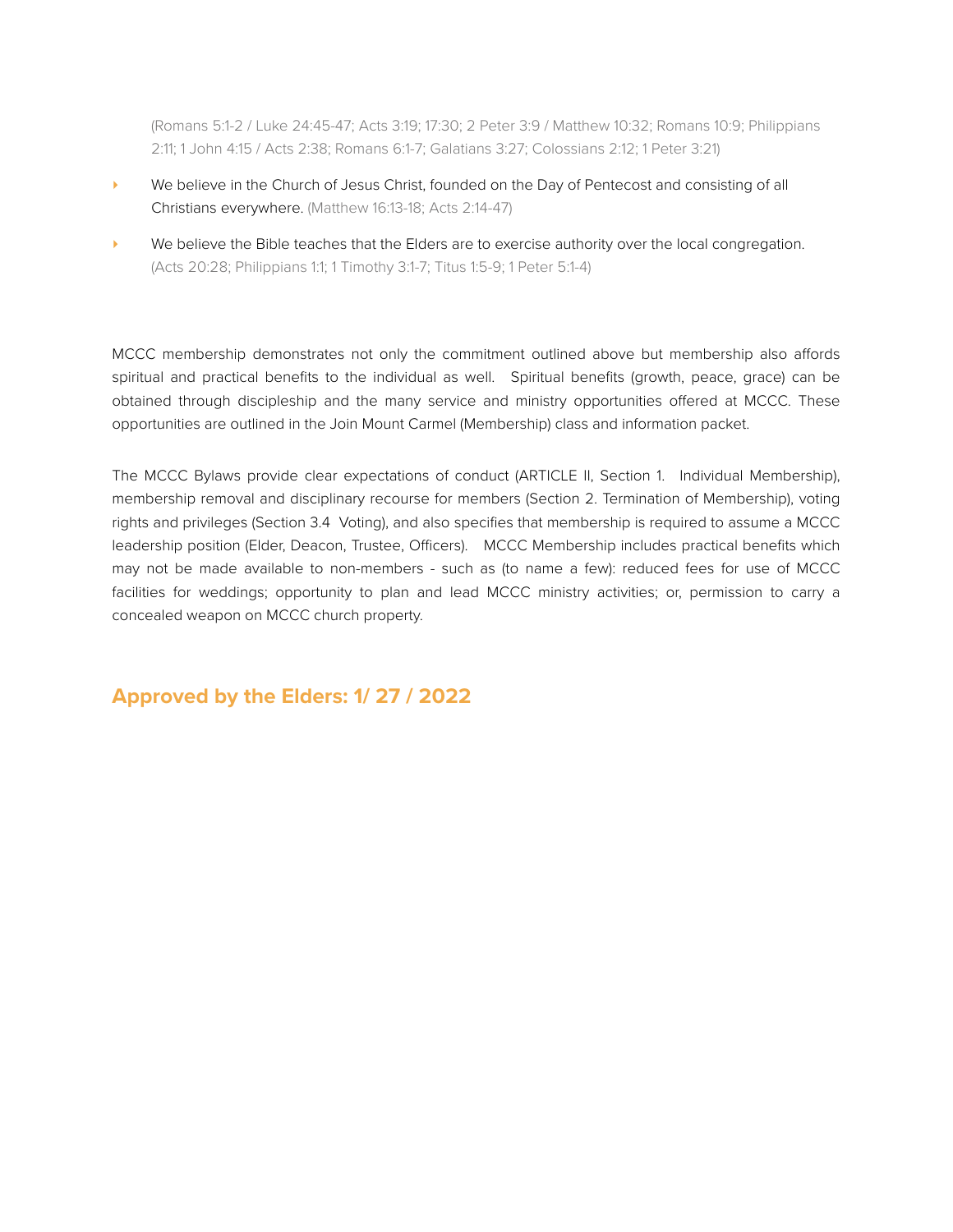(Romans 5:1-2 / Luke 24:45-47; Acts 3:19; 17:30; 2 Peter 3:9 / Matthew 10:32; Romans 10:9; Philippians 2:11; 1 John 4:15 / Acts 2:38; Romans 6:1-7; Galatians 3:27; Colossians 2:12; 1 Peter 3:21)

- We believe in the Church of Jesus Christ, founded on the Day of Pentecost and consisting of all Christians everywhere. (Matthew 16:13-18; Acts 2:14-47)
- We believe the Bible teaches that the Elders are to exercise authority over the local congregation. (Acts 20:28; Philippians 1:1; 1 Timothy 3:1-7; Titus 1:5-9; 1 Peter 5:1-4)

MCCC membership demonstrates not only the commitment outlined above but membership also affords spiritual and practical benefits to the individual as well. Spiritual benefits (growth, peace, grace) can be obtained through discipleship and the many service and ministry opportunities offered at MCCC. These opportunities are outlined in the Join Mount Carmel (Membership) class and information packet.

The MCCC Bylaws provide clear expectations of conduct (ARTICLE II, Section 1. Individual Membership), membership removal and disciplinary recourse for members (Section 2. Termination of Membership), voting rights and privileges (Section 3.4 Voting), and also specifies that membership is required to assume a MCCC leadership position (Elder, Deacon, Trustee, Officers). MCCC Membership includes practical benefits which may not be made available to non-members - such as (to name a few): reduced fees for use of MCCC facilities for weddings; opportunity to plan and lead MCCC ministry activities; or, permission to carry a concealed weapon on MCCC church property.

**Approved by the Elders: 1/ 27 / 2022**